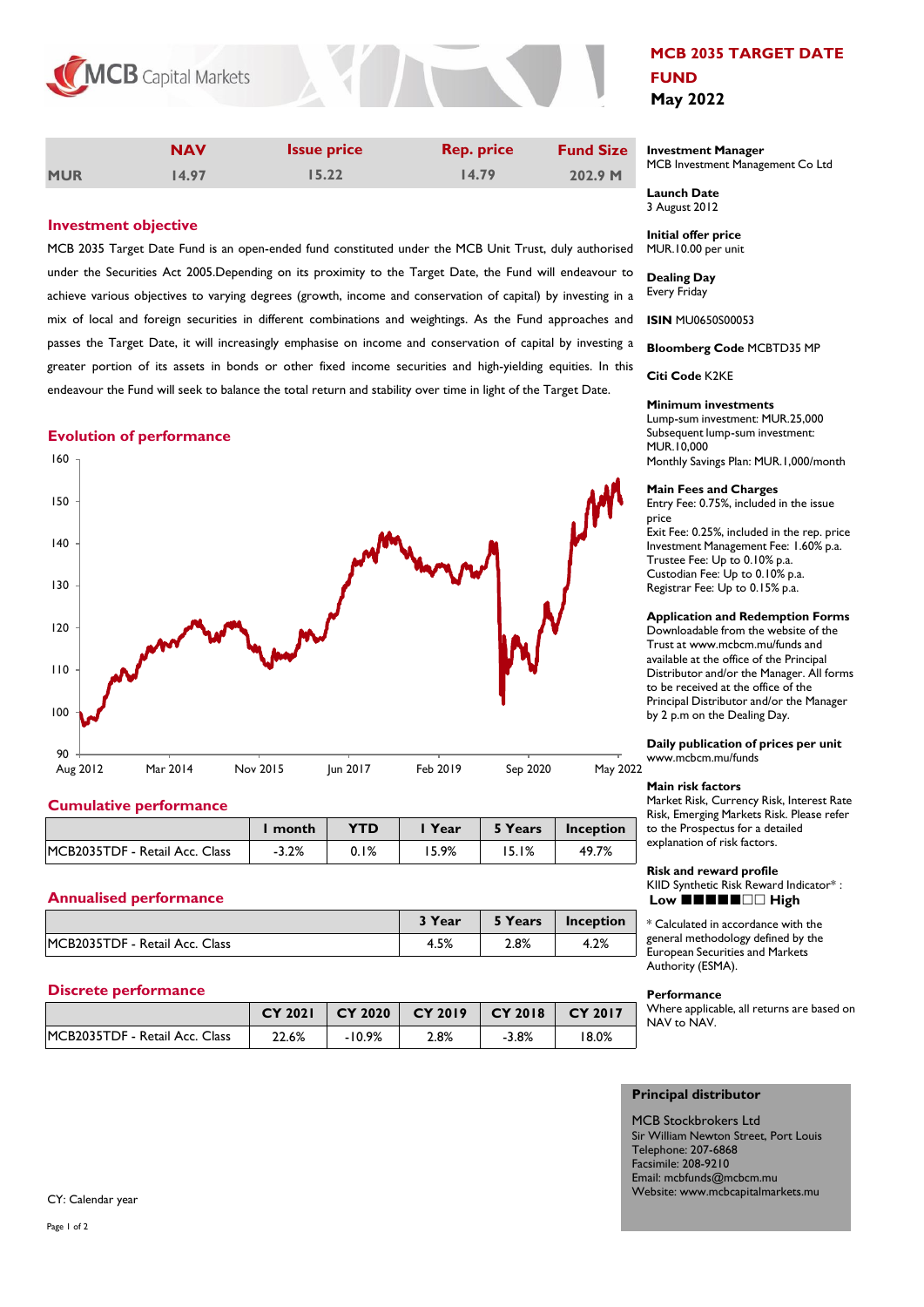MCB Capital Markets

# MCB 2035 TARGET DATE FUND

**May 2022**

| | NAV | Issue price | Rep. price | Fund Size |
|---|---|---|---|---|
| MUR | 14.97 | 15.22 | 14.79 | 202.9 M |

## Investment objective

MCB 2035 Target Date Fund is an open-ended fund constituted under the MCB Unit Trust, duly authorised under the Securities Act 2005.Depending on its proximity to the Target Date, the Fund will endeavour to achieve various objectives to varying degrees (growth, income and conservation of capital) by investing in a mix of local and foreign securities in different combinations and weightings. As the Fund approaches and passes the Target Date, it will increasingly emphasise on income and conservation of capital by investing a greater portion of its assets in bonds or other fixed income securities and high-yielding equities. In this endeavour the Fund will seek to balance the total return and stability over time in light of the Target Date.

## Evolution of performance

Y-axis: 90, 100, 110, 120, 130, 140, 150, 160
X-axis: Aug 2012, Mar 2014, Nov 2015, Jun 2017, Feb 2019, Sep 2020, May 2022

## Cumulative performance

| | 1 month | YTD | 1 Year | 5 Years | Inception |
|---|---|---|---|---|---|
| MCB2035TDF - Retail Acc. Class | -3.2% | 0.1% | 15.9% | 15.1% | 49.7% |

## Annualised performance

| | 3 Year | 5 Years | Inception |
|---|---|---|---|
| MCB2035TDF - Retail Acc. Class | 4.5% | 2.8% | 4.2% |

## Discrete performance

| | CY 2021 | CY 2020 | CY 2019 | CY 2018 | CY 2017 |
|---|---|---|---|---|---|
| MCB2035TDF - Retail Acc. Class | 22.6% | -10.9% | 2.8% | -3.8% | 18.0% |

CY: Calendar year

**Investment Manager**
MCB Investment Management Co Ltd

**Launch Date**
3 August 2012

**Initial offer price**
MUR.10.00 per unit

**Dealing Day**
Every Friday

**ISIN** MU0650S00053

**Bloomberg Code** MCBTD35 MP

**Citi Code** K2KE

**Minimum investments**
Lump-sum investment: MUR.25,000
Subsequent lump-sum investment: MUR.10,000
Monthly Savings Plan: MUR.1,000/month

**Main Fees and Charges**
Entry Fee: 0.75%, included in the issue price
Exit Fee: 0.25%, included in the rep. price
Investment Management Fee: 1.60% p.a.
Trustee Fee: Up to 0.10% p.a.
Custodian Fee: Up to 0.10% p.a.
Registrar Fee: Up to 0.15% p.a.

**Application and Redemption Forms**
Downloadable from the website of the Trust at www.mcbcm.mu/funds and available at the office of the Principal Distributor and/or the Manager. All forms to be received at the office of the Principal Distributor and/or the Manager by 2 p.m on the Dealing Day.

**Daily publication of prices per unit**
www.mcbcm.mu/funds

**Main risk factors**
Market Risk, Currency Risk, Interest Rate Risk, Emerging Markets Risk. Please refer to the Prospectus for a detailed explanation of risk factors.

**Risk and reward profile**
KIID Synthetic Risk Reward Indicator* :
**Low** ■■■■■□□ **High**

* Calculated in accordance with the general methodology defined by the European Securities and Markets Authority (ESMA).

**Performance**
Where applicable, all returns are based on NAV to NAV.

**Principal distributor**

MCB Stockbrokers Ltd
Sir William Newton Street, Port Louis
Telephone: 207-6868
Facsimile: 208-9210
Email: mcbfunds@mcbcm.mu
Website: www.mcbcapitalmarkets.mu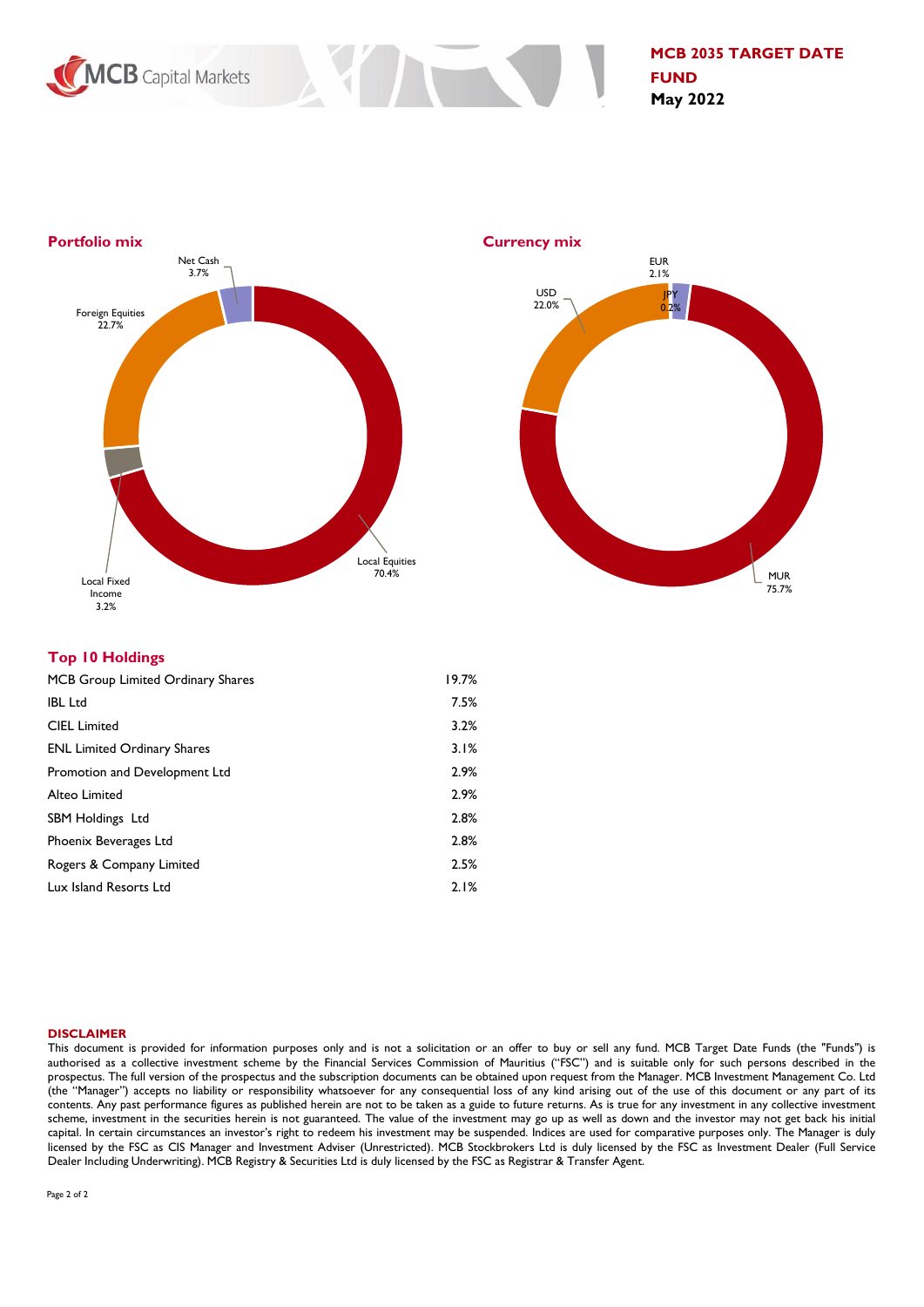# MCB 2035 TARGET DATE FUND

**May 2022**

## Portfolio mix

Net Cash
3.7%

Foreign Equities
22.7%

Local Fixed Income
3.2%

Local Equities
70.4%

## Currency mix

EUR
2.1%

JPY
0.2%

USD
22.0%

MUR
75.7%

## Top 10 Holdings

| | |
|---|---|
| MCB Group Limited Ordinary Shares | 19.7% |
| IBL Ltd | 7.5% |
| CIEL Limited | 3.2% |
| ENL Limited Ordinary Shares | 3.1% |
| Promotion and Development Ltd | 2.9% |
| Alteo Limited | 2.9% |
| SBM Holdings Ltd | 2.8% |
| Phoenix Beverages Ltd | 2.8% |
| Rogers & Company Limited | 2.5% |
| Lux Island Resorts Ltd | 2.1% |

**DISCLAIMER**

This document is provided for information purposes only and is not a solicitation or an offer to buy or sell any fund. MCB Target Date Funds (the "Funds") is authorised as a collective investment scheme by the Financial Services Commission of Mauritius ("FSC") and is suitable only for such persons described in the prospectus. The full version of the prospectus and the subscription documents can be obtained upon request from the Manager. MCB Investment Management Co. Ltd (the "Manager") accepts no liability or responsibility whatsoever for any consequential loss of any kind arising out of the use of this document or any part of its contents. Any past performance figures as published herein are not to be taken as a guide to future returns. As is true for any investment in any collective investment scheme, investment in the securities herein is not guaranteed. The value of the investment may go up as well as down and the investor may not get back his initial capital. In certain circumstances an investor's right to redeem his investment may be suspended. Indices are used for comparative purposes only. The Manager is duly licensed by the FSC as CIS Manager and Investment Adviser (Unrestricted). MCB Stockbrokers Ltd is duly licensed by the FSC as Investment Dealer (Full Service Dealer Including Underwriting). MCB Registry & Securities Ltd is duly licensed by the FSC as Registrar & Transfer Agent.